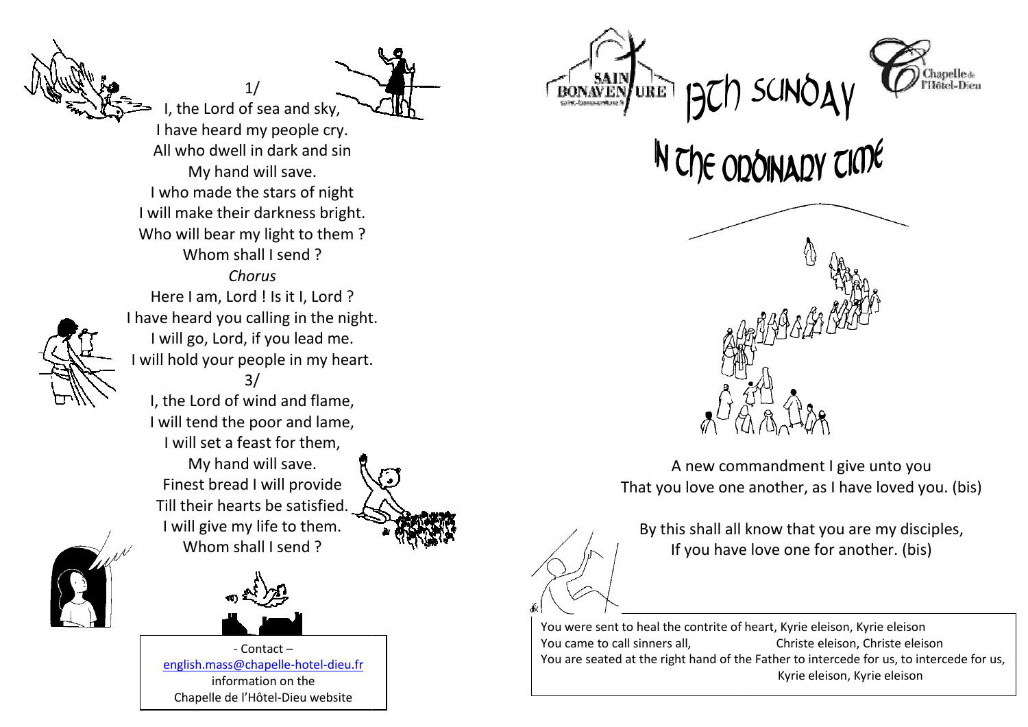1/

I, the Lord of sea and sky,
I have heard my people cry.
All who dwell in dark and sin
My hand will save.
I who made the stars of night
I will make their darkness bright.
Who will bear my light to them ?
Whom shall I send ?

*Chorus*

Here I am, Lord ! Is it I, Lord ?
I have heard you calling in the night.
I will go, Lord, if you lead me.
I will hold your people in my heart.

3/

I, the Lord of wind and flame,
I will tend the poor and lame,
I will set a feast for them,
My hand will save.
Finest bread I will provide
Till their hearts be satisfied.
I will give my life to them.
Whom shall I send ?

- Contact –
english.mass@chapelle-hotel-dieu.fr
information on the
Chapelle de l'Hôtel-Dieu website

SAINT BONAVENTURE
saint-bonaventure.fr

Chapelle de l'Hôtel-Dieu

# 13th Sunday in the Ordinary Time

A new commandment I give unto you
That you love one another, as I have loved you. (bis)

By this shall all know that you are my disciples,
If you have love one for another. (bis)

You were sent to heal the contrite of heart, Kyrie eleison, Kyrie eleison
You came to call sinners all, Christe eleison, Christe eleison
You are seated at the right hand of the Father to intercede for us, to intercede for us,
Kyrie eleison, Kyrie eleison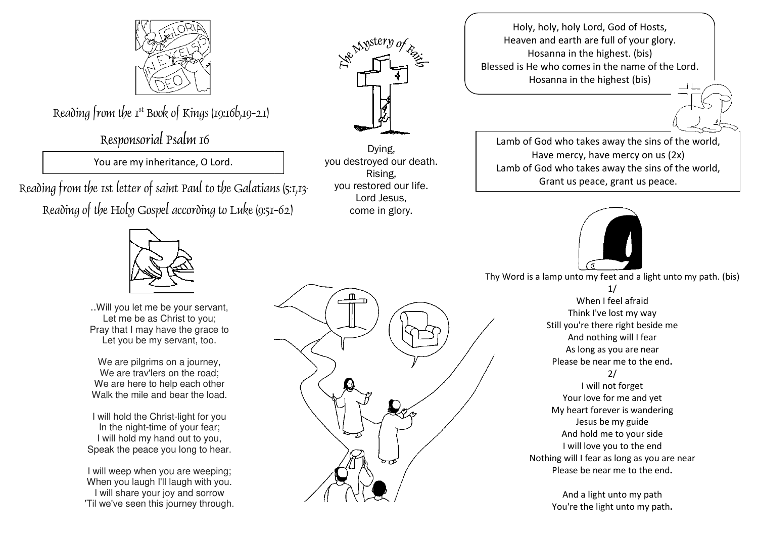Reading from the 1st Book of Kings (19:16b,19-21)

## Responsorial Psalm 16

You are my inheritance, O Lord.

Reading from the 1st letter of saint Paul to the Galatians (5:1,13-

Reading of the Holy Gospel according to Luke (9:51-62)

..Will you let me be your servant,
Let me be as Christ to you;
Pray that I may have the grace to
Let you be my servant, too.

We are pilgrims on a journey,
We are trav'lers on the road;
We are here to help each other
Walk the mile and bear the load.

I will hold the Christ-light for you
In the night-time of your fear;
I will hold my hand out to you,
Speak the peace you long to hear.

I will weep when you are weeping;
When you laugh I'll laugh with you.
I will share your joy and sorrow
'Til we've seen this journey through.

The Mystery of Faith

Dying,
you destroyed our death.
Rising,
you restored our life.
Lord Jesus,
come in glory.

Holy, holy, holy Lord, God of Hosts,
Heaven and earth are full of your glory.
Hosanna in the highest. (bis)
Blessed is He who comes in the name of the Lord.
Hosanna in the highest (bis)

Lamb of God who takes away the sins of the world,
Have mercy, have mercy on us (2x)
Lamb of God who takes away the sins of the world,
Grant us peace, grant us peace.

Thy Word is a lamp unto my feet and a light unto my path. (bis)

1/
When I feel afraid
Think I've lost my way
Still you're there right beside me
And nothing will I fear
As long as you are near
Please be near me to the end**.**

2/
I will not forget
Your love for me and yet
My heart forever is wandering
Jesus be my guide
And hold me to your side
I will love you to the end
Nothing will I fear as long as you are near
Please be near me to the end**.**

And a light unto my path
You're the light unto my path**.**